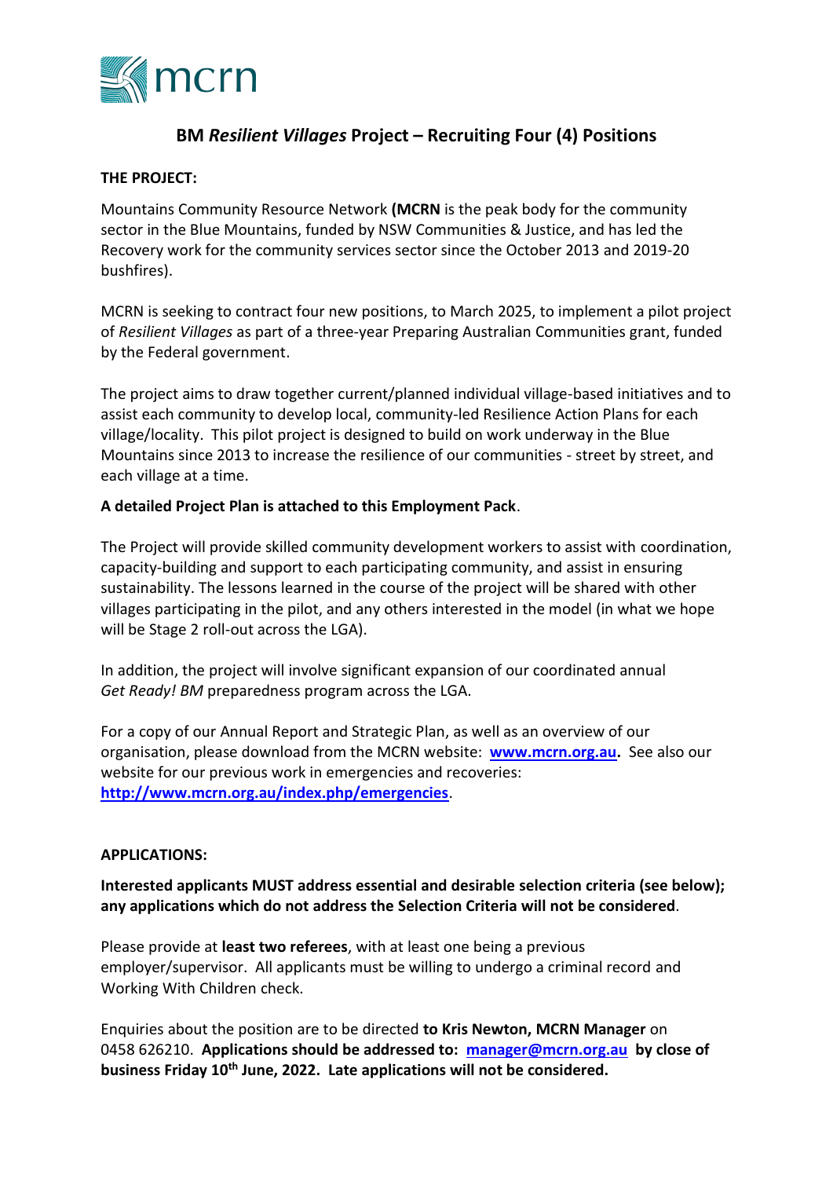mcrn

# BM *Resilient Villages* Project – Recruiting Four (4) Positions

**THE PROJECT:**

Mountains Community Resource Network **(MCRN** is the peak body for the community sector in the Blue Mountains, funded by NSW Communities & Justice, and has led the Recovery work for the community services sector since the October 2013 and 2019-20 bushfires).

MCRN is seeking to contract four new positions, to March 2025, to implement a pilot project of *Resilient Villages* as part of a three-year Preparing Australian Communities grant, funded by the Federal government.

The project aims to draw together current/planned individual village-based initiatives and to assist each community to develop local, community-led Resilience Action Plans for each village/locality. This pilot project is designed to build on work underway in the Blue Mountains since 2013 to increase the resilience of our communities - street by street, and each village at a time.

**A detailed Project Plan is attached to this Employment Pack**.

The Project will provide skilled community development workers to assist with coordination, capacity-building and support to each participating community, and assist in ensuring sustainability. The lessons learned in the course of the project will be shared with other villages participating in the pilot, and any others interested in the model (in what we hope will be Stage 2 roll-out across the LGA).

In addition, the project will involve significant expansion of our coordinated annual *Get Ready! BM* preparedness program across the LGA.

For a copy of our Annual Report and Strategic Plan, as well as an overview of our organisation, please download from the MCRN website: **www.mcrn.org.au.** See also our website for our previous work in emergencies and recoveries: **http://www.mcrn.org.au/index.php/emergencies**.

**APPLICATIONS:**

**Interested applicants MUST address essential and desirable selection criteria (see below); any applications which do not address the Selection Criteria will not be considered**.

Please provide at **least two referees**, with at least one being a previous employer/supervisor. All applicants must be willing to undergo a criminal record and Working With Children check.

Enquiries about the position are to be directed **to Kris Newton, MCRN Manager** on 0458 626210. **Applications should be addressed to: manager@mcrn.org.au by close of business Friday 10th June, 2022. Late applications will not be considered.**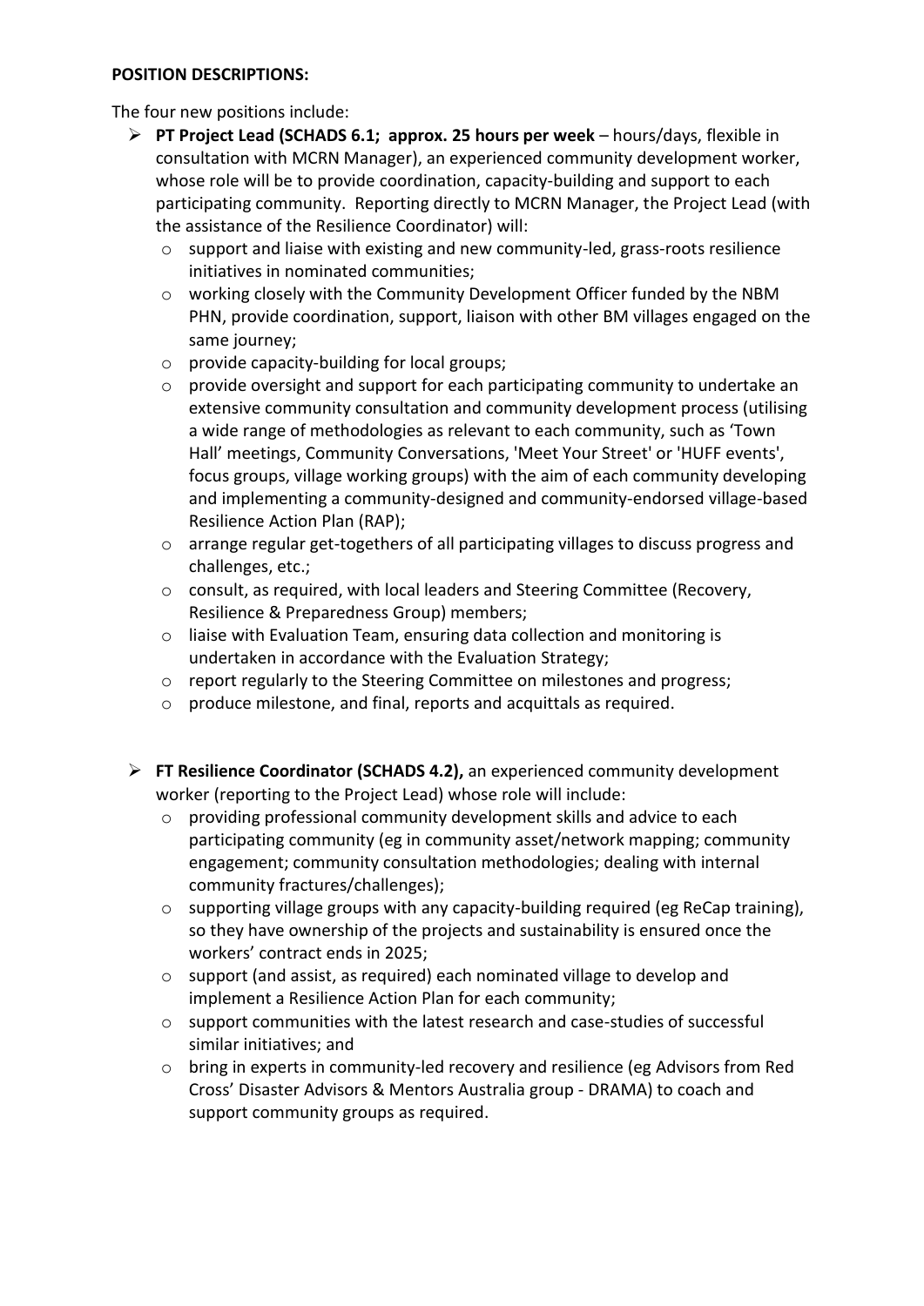**POSITION DESCRIPTIONS:**

The four new positions include:

- **PT Project Lead (SCHADS 6.1; approx. 25 hours per week** – hours/days, flexible in consultation with MCRN Manager), an experienced community development worker, whose role will be to provide coordination, capacity-building and support to each participating community. Reporting directly to MCRN Manager, the Project Lead (with the assistance of the Resilience Coordinator) will:
    - support and liaise with existing and new community-led, grass-roots resilience initiatives in nominated communities;
    - working closely with the Community Development Officer funded by the NBM PHN, provide coordination, support, liaison with other BM villages engaged on the same journey;
    - provide capacity-building for local groups;
    - provide oversight and support for each participating community to undertake an extensive community consultation and community development process (utilising a wide range of methodologies as relevant to each community, such as 'Town Hall' meetings, Community Conversations, 'Meet Your Street' or 'HUFF events', focus groups, village working groups) with the aim of each community developing and implementing a community-designed and community-endorsed village-based Resilience Action Plan (RAP);
    - arrange regular get-togethers of all participating villages to discuss progress and challenges, etc.;
    - consult, as required, with local leaders and Steering Committee (Recovery, Resilience & Preparedness Group) members;
    - liaise with Evaluation Team, ensuring data collection and monitoring is undertaken in accordance with the Evaluation Strategy;
    - report regularly to the Steering Committee on milestones and progress;
    - produce milestone, and final, reports and acquittals as required.

- **FT Resilience Coordinator (SCHADS 4.2),** an experienced community development worker (reporting to the Project Lead) whose role will include:
    - providing professional community development skills and advice to each participating community (eg in community asset/network mapping; community engagement; community consultation methodologies; dealing with internal community fractures/challenges);
    - supporting village groups with any capacity-building required (eg ReCap training), so they have ownership of the projects and sustainability is ensured once the workers' contract ends in 2025;
    - support (and assist, as required) each nominated village to develop and implement a Resilience Action Plan for each community;
    - support communities with the latest research and case-studies of successful similar initiatives; and
    - bring in experts in community-led recovery and resilience (eg Advisors from Red Cross' Disaster Advisors & Mentors Australia group - DRAMA) to coach and support community groups as required.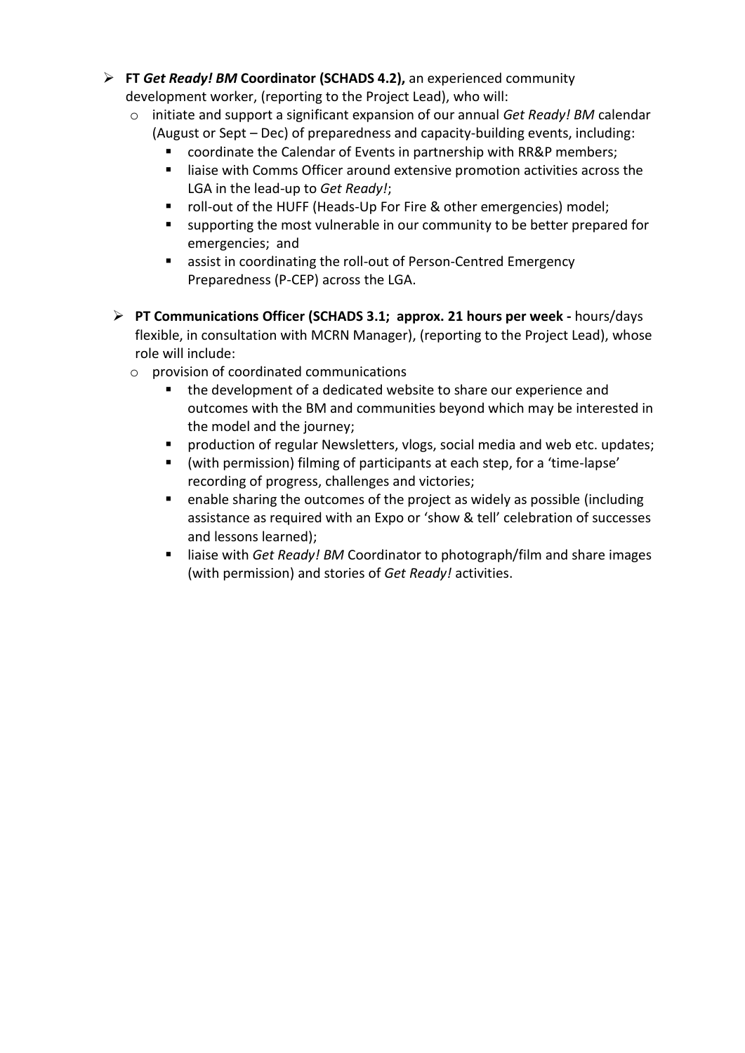- **FT *Get Ready! BM* Coordinator (SCHADS 4.2),** an experienced community development worker, (reporting to the Project Lead), who will:
    - initiate and support a significant expansion of our annual *Get Ready! BM* calendar (August or Sept – Dec) of preparedness and capacity-building events, including:
        - coordinate the Calendar of Events in partnership with RR&P members;
        - liaise with Comms Officer around extensive promotion activities across the LGA in the lead-up to *Get Ready!*;
        - roll-out of the HUFF (Heads-Up For Fire & other emergencies) model;
        - supporting the most vulnerable in our community to be better prepared for emergencies; and
        - assist in coordinating the roll-out of Person-Centred Emergency Preparedness (P-CEP) across the LGA.

- **PT Communications Officer (SCHADS 3.1; approx. 21 hours per week -** hours/days flexible, in consultation with MCRN Manager), (reporting to the Project Lead), whose role will include:
    - provision of coordinated communications
        - the development of a dedicated website to share our experience and outcomes with the BM and communities beyond which may be interested in the model and the journey;
        - production of regular Newsletters, vlogs, social media and web etc. updates;
        - (with permission) filming of participants at each step, for a 'time-lapse' recording of progress, challenges and victories;
        - enable sharing the outcomes of the project as widely as possible (including assistance as required with an Expo or 'show & tell' celebration of successes and lessons learned);
        - liaise with *Get Ready! BM* Coordinator to photograph/film and share images (with permission) and stories of *Get Ready!* activities.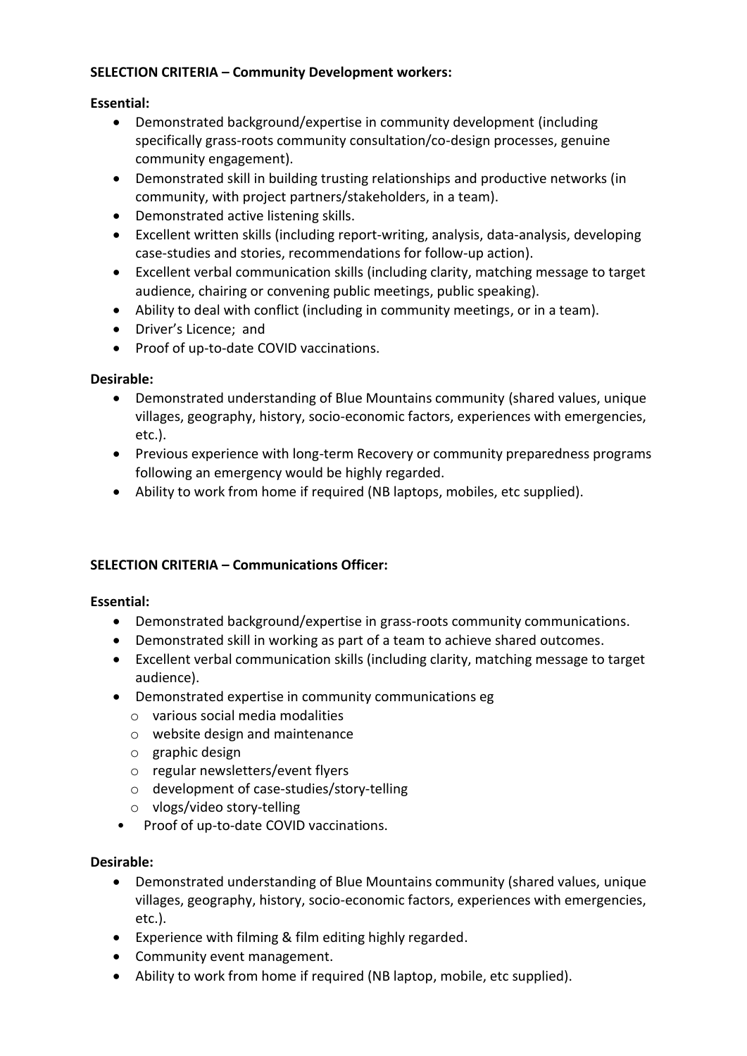**SELECTION CRITERIA – Community Development workers:**

**Essential:**

- Demonstrated background/expertise in community development (including specifically grass-roots community consultation/co-design processes, genuine community engagement).
- Demonstrated skill in building trusting relationships and productive networks (in community, with project partners/stakeholders, in a team).
- Demonstrated active listening skills.
- Excellent written skills (including report-writing, analysis, data-analysis, developing case-studies and stories, recommendations for follow-up action).
- Excellent verbal communication skills (including clarity, matching message to target audience, chairing or convening public meetings, public speaking).
- Ability to deal with conflict (including in community meetings, or in a team).
- Driver's Licence; and
- Proof of up-to-date COVID vaccinations.

**Desirable:**

- Demonstrated understanding of Blue Mountains community (shared values, unique villages, geography, history, socio-economic factors, experiences with emergencies, etc.).
- Previous experience with long-term Recovery or community preparedness programs following an emergency would be highly regarded.
- Ability to work from home if required (NB laptops, mobiles, etc supplied).

**SELECTION CRITERIA – Communications Officer:**

**Essential:**

- Demonstrated background/expertise in grass-roots community communications.
- Demonstrated skill in working as part of a team to achieve shared outcomes.
- Excellent verbal communication skills (including clarity, matching message to target audience).
- Demonstrated expertise in community communications eg
  - various social media modalities
  - website design and maintenance
  - graphic design
  - regular newsletters/event flyers
  - development of case-studies/story-telling
  - vlogs/video story-telling
- Proof of up-to-date COVID vaccinations.

**Desirable:**

- Demonstrated understanding of Blue Mountains community (shared values, unique villages, geography, history, socio-economic factors, experiences with emergencies, etc.).
- Experience with filming & film editing highly regarded.
- Community event management.
- Ability to work from home if required (NB laptop, mobile, etc supplied).